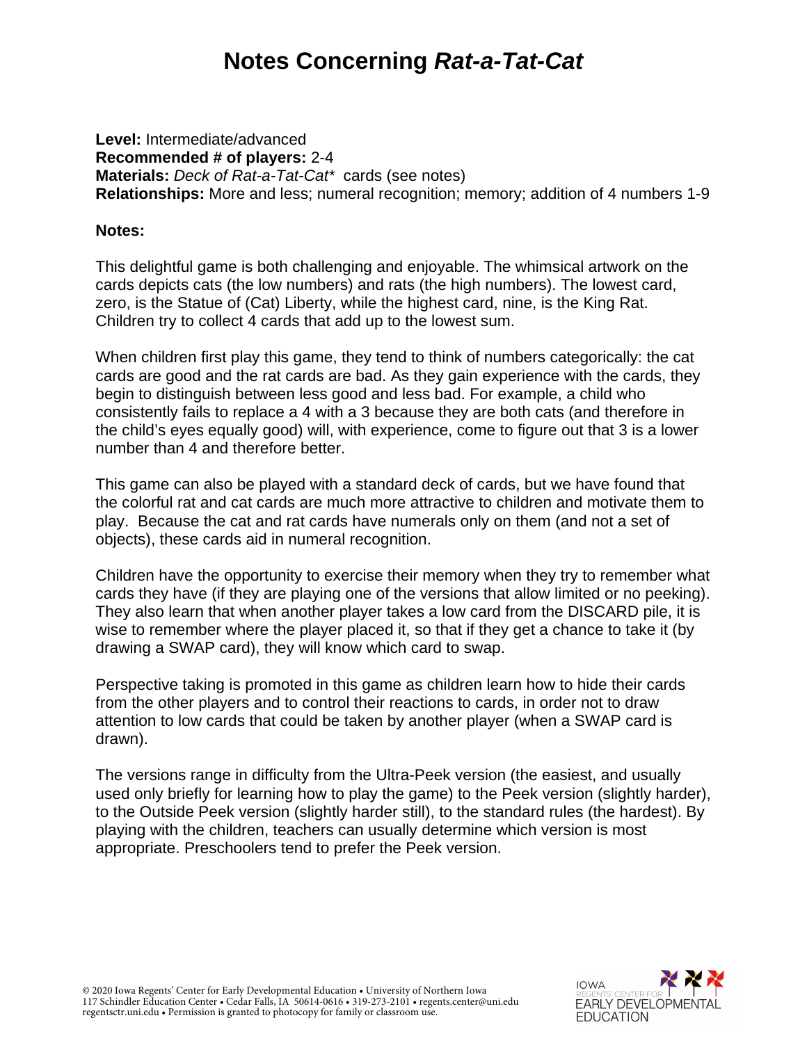# Notes Concerning *Rat-a-Tat-Cat*

**Level:** Intermediate/advanced
**Recommended # of players:** 2-4
**Materials:** *Deck of Rat-a-Tat-Cat** cards (see notes)
**Relationships:** More and less; numeral recognition; memory; addition of 4 numbers 1-9

**Notes:**

This delightful game is both challenging and enjoyable. The whimsical artwork on the cards depicts cats (the low numbers) and rats (the high numbers). The lowest card, zero, is the Statue of (Cat) Liberty, while the highest card, nine, is the King Rat. Children try to collect 4 cards that add up to the lowest sum.

When children first play this game, they tend to think of numbers categorically: the cat cards are good and the rat cards are bad. As they gain experience with the cards, they begin to distinguish between less good and less bad. For example, a child who consistently fails to replace a 4 with a 3 because they are both cats (and therefore in the child's eyes equally good) will, with experience, come to figure out that 3 is a lower number than 4 and therefore better.

This game can also be played with a standard deck of cards, but we have found that the colorful rat and cat cards are much more attractive to children and motivate them to play. Because the cat and rat cards have numerals only on them (and not a set of objects), these cards aid in numeral recognition.

Children have the opportunity to exercise their memory when they try to remember what cards they have (if they are playing one of the versions that allow limited or no peeking). They also learn that when another player takes a low card from the DISCARD pile, it is wise to remember where the player placed it, so that if they get a chance to take it (by drawing a SWAP card), they will know which card to swap.

Perspective taking is promoted in this game as children learn how to hide their cards from the other players and to control their reactions to cards, in order not to draw attention to low cards that could be taken by another player (when a SWAP card is drawn).

The versions range in difficulty from the Ultra-Peek version (the easiest, and usually used only briefly for learning how to play the game) to the Peek version (slightly harder), to the Outside Peek version (slightly harder still), to the standard rules (the hardest). By playing with the children, teachers can usually determine which version is most appropriate. Preschoolers tend to prefer the Peek version.

© 2020 Iowa Regents' Center for Early Developmental Education • University of Northern Iowa
117 Schindler Education Center • Cedar Falls, IA 50614-0616 • 319-273-2101 • regents.center@uni.edu
regentsctr.uni.edu • Permission is granted to photocopy for family or classroom use.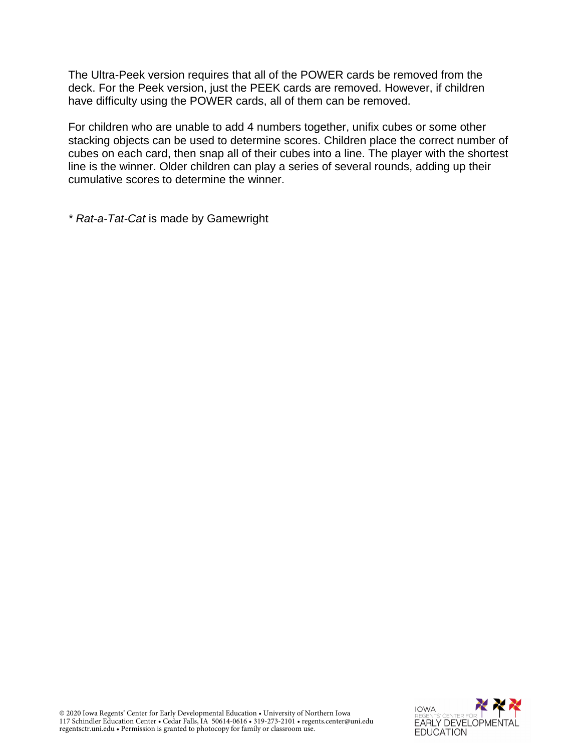The Ultra-Peek version requires that all of the POWER cards be removed from the deck. For the Peek version, just the PEEK cards are removed. However, if children have difficulty using the POWER cards, all of them can be removed.

For children who are unable to add 4 numbers together, unifix cubes or some other stacking objects can be used to determine scores. Children place the correct number of cubes on each card, then snap all of their cubes into a line. The player with the shortest line is the winner. Older children can play a series of several rounds, adding up their cumulative scores to determine the winner.

* *Rat-a-Tat-Cat* is made by Gamewright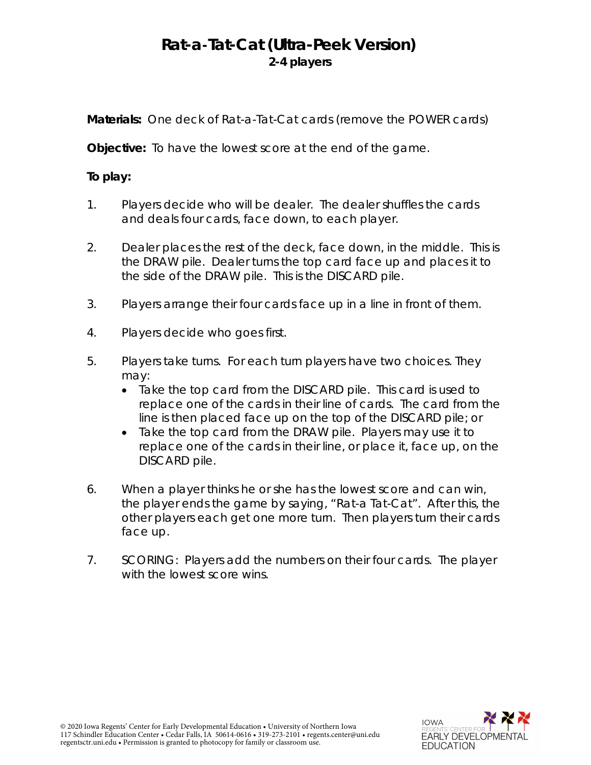# Rat-a-Tat-Cat (Ultra-Peek Version)

**2-4 players**

**Materials:** One deck of Rat-a-Tat-Cat cards (remove the POWER cards)

**Objective:** To have the lowest score at the end of the game.

**To play:**

1. Players decide who will be dealer. The dealer shuffles the cards and deals four cards, face down, to each player.

2. Dealer places the rest of the deck, face down, in the middle. This is the DRAW pile. Dealer turns the top card face up and places it to the side of the DRAW pile. This is the DISCARD pile.

3. Players arrange their four cards face up in a line in front of them.

4. Players decide who goes first.

5. Players take turns. For each turn players have two choices. They may:
   - Take the top card from the DISCARD pile. This card is used to replace one of the cards in their line of cards. The card from the line is then placed face up on the top of the DISCARD pile; or
   - Take the top card from the DRAW pile. Players may use it to replace one of the cards in their line, or place it, face up, on the DISCARD pile.

6. When a player thinks he or she has the lowest score and can win, the player ends the game by saying, "Rat-a Tat-Cat". After this, the other players each get one more turn. Then players turn their cards face up.

7. SCORING: Players add the numbers on their four cards. The player with the lowest score wins.

© 2020 Iowa Regents' Center for Early Developmental Education • University of Northern Iowa
117 Schindler Education Center • Cedar Falls, IA 50614-0616 • 319-273-2101 • regents.center@uni.edu
regentsctr.uni.edu • Permission is granted to photocopy for family or classroom use.

IOWA REGENTS' CENTER FOR EARLY DEVELOPMENTAL EDUCATION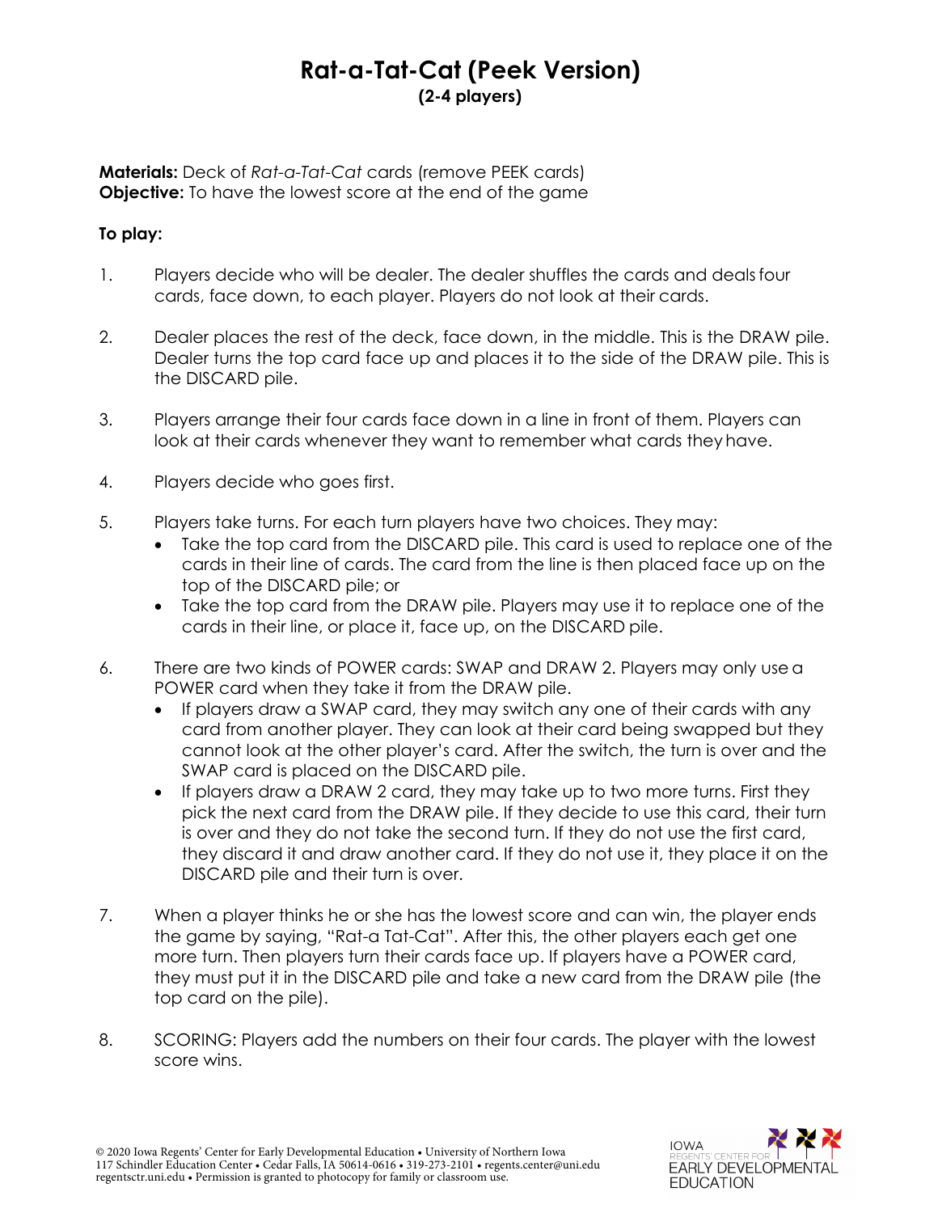# Rat-a-Tat-Cat (Peek Version)

**(2-4 players)**

**Materials:** Deck of *Rat-a-Tat-Cat* cards (remove PEEK cards)
**Objective:** To have the lowest score at the end of the game

**To play:**

1. Players decide who will be dealer. The dealer shuffles the cards and deals four cards, face down, to each player. Players do not look at their cards.

2. Dealer places the rest of the deck, face down, in the middle. This is the DRAW pile. Dealer turns the top card face up and places it to the side of the DRAW pile. This is the DISCARD pile.

3. Players arrange their four cards face down in a line in front of them. Players can look at their cards whenever they want to remember what cards they have.

4. Players decide who goes first.

5. Players take turns. For each turn players have two choices. They may:
   - Take the top card from the DISCARD pile. This card is used to replace one of the cards in their line of cards. The card from the line is then placed face up on the top of the DISCARD pile; or
   - Take the top card from the DRAW pile. Players may use it to replace one of the cards in their line, or place it, face up, on the DISCARD pile.

6. There are two kinds of POWER cards: SWAP and DRAW 2. Players may only use a POWER card when they take it from the DRAW pile.
   - If players draw a SWAP card, they may switch any one of their cards with any card from another player. They can look at their card being swapped but they cannot look at the other player's card. After the switch, the turn is over and the SWAP card is placed on the DISCARD pile.
   - If players draw a DRAW 2 card, they may take up to two more turns. First they pick the next card from the DRAW pile. If they decide to use this card, their turn is over and they do not take the second turn. If they do not use the first card, they discard it and draw another card. If they do not use it, they place it on the DISCARD pile and their turn is over.

7. When a player thinks he or she has the lowest score and can win, the player ends the game by saying, "Rat-a Tat-Cat". After this, the other players each get one more turn. Then players turn their cards face up. If players have a POWER card, they must put it in the DISCARD pile and take a new card from the DRAW pile (the top card on the pile).

8. SCORING: Players add the numbers on their four cards. The player with the lowest score wins.

© 2020 Iowa Regents' Center for Early Developmental Education • University of Northern Iowa
117 Schindler Education Center • Cedar Falls, IA 50614-0616 • 319-273-2101 • regents.center@uni.edu
regentsctr.uni.edu • Permission is granted to photocopy for family or classroom use.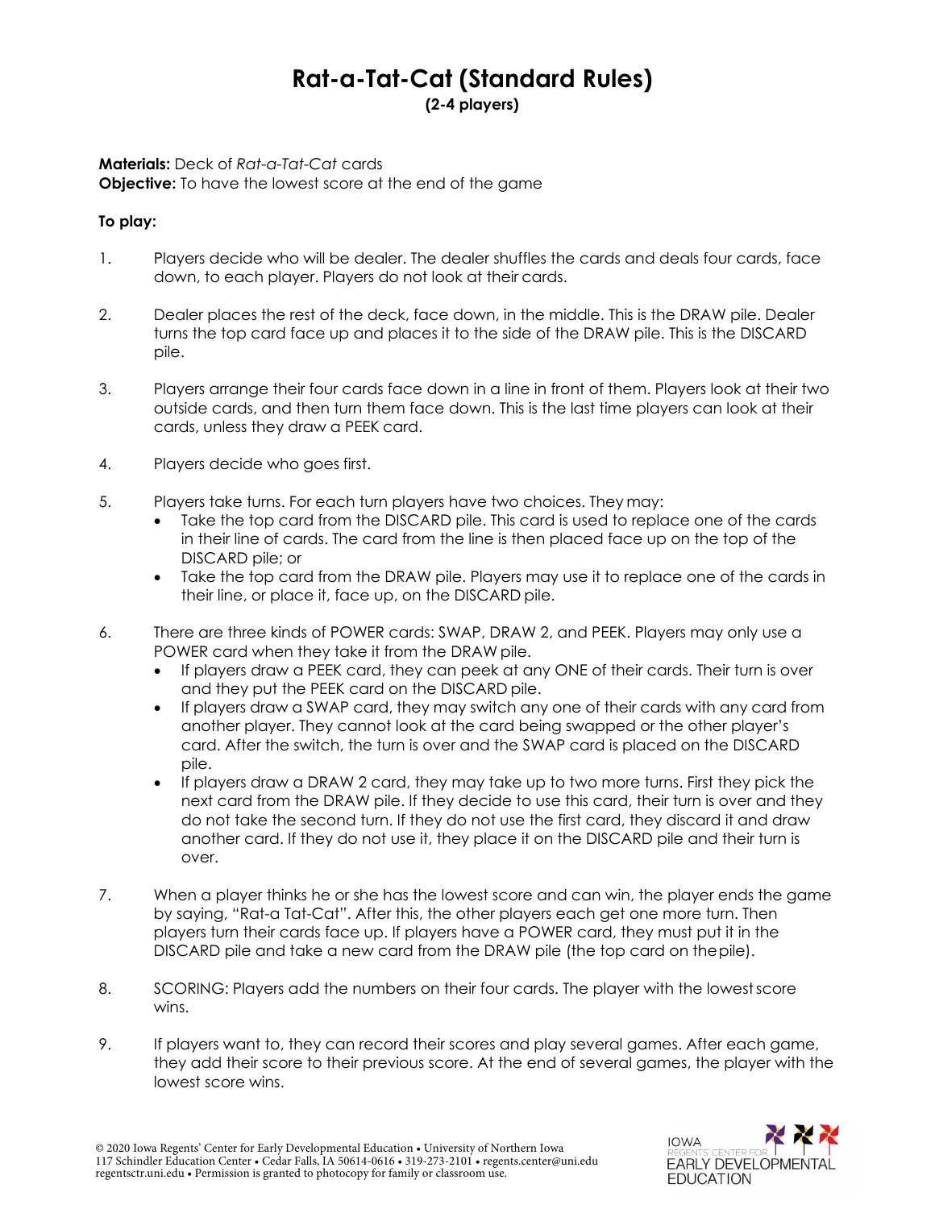# Rat-a-Tat-Cat (Standard Rules)

**(2-4 players)**

**Materials:** Deck of *Rat-a-Tat-Cat* cards
**Objective:** To have the lowest score at the end of the game

**To play:**

1. Players decide who will be dealer. The dealer shuffles the cards and deals four cards, face down, to each player. Players do not look at their cards.

2. Dealer places the rest of the deck, face down, in the middle. This is the DRAW pile. Dealer turns the top card face up and places it to the side of the DRAW pile. This is the DISCARD pile.

3. Players arrange their four cards face down in a line in front of them. Players look at their two outside cards, and then turn them face down. This is the last time players can look at their cards, unless they draw a PEEK card.

4. Players decide who goes first.

5. Players take turns. For each turn players have two choices. They may:
   - Take the top card from the DISCARD pile. This card is used to replace one of the cards in their line of cards. The card from the line is then placed face up on the top of the DISCARD pile; or
   - Take the top card from the DRAW pile. Players may use it to replace one of the cards in their line, or place it, face up, on the DISCARD pile.

6. There are three kinds of POWER cards: SWAP, DRAW 2, and PEEK. Players may only use a POWER card when they take it from the DRAW pile.
   - If players draw a PEEK card, they can peek at any ONE of their cards. Their turn is over and they put the PEEK card on the DISCARD pile.
   - If players draw a SWAP card, they may switch any one of their cards with any card from another player. They cannot look at the card being swapped or the other player's card. After the switch, the turn is over and the SWAP card is placed on the DISCARD pile.
   - If players draw a DRAW 2 card, they may take up to two more turns. First they pick the next card from the DRAW pile. If they decide to use this card, their turn is over and they do not take the second turn. If they do not use the first card, they discard it and draw another card. If they do not use it, they place it on the DISCARD pile and their turn is over.

7. When a player thinks he or she has the lowest score and can win, the player ends the game by saying, "Rat-a Tat-Cat". After this, the other players each get one more turn. Then players turn their cards face up. If players have a POWER card, they must put it in the DISCARD pile and take a new card from the DRAW pile (the top card on the pile).

8. SCORING: Players add the numbers on their four cards. The player with the lowest score wins.

9. If players want to, they can record their scores and play several games. After each game, they add their score to their previous score. At the end of several games, the player with the lowest score wins.

© 2020 Iowa Regents' Center for Early Developmental Education • University of Northern Iowa
117 Schindler Education Center • Cedar Falls, IA 50614-0616 • 319-273-2101 • regents.center@uni.edu
regentsctr.uni.edu • Permission is granted to photocopy for family or classroom use.

IOWA REGENTS' CENTER FOR EARLY DEVELOPMENTAL EDUCATION